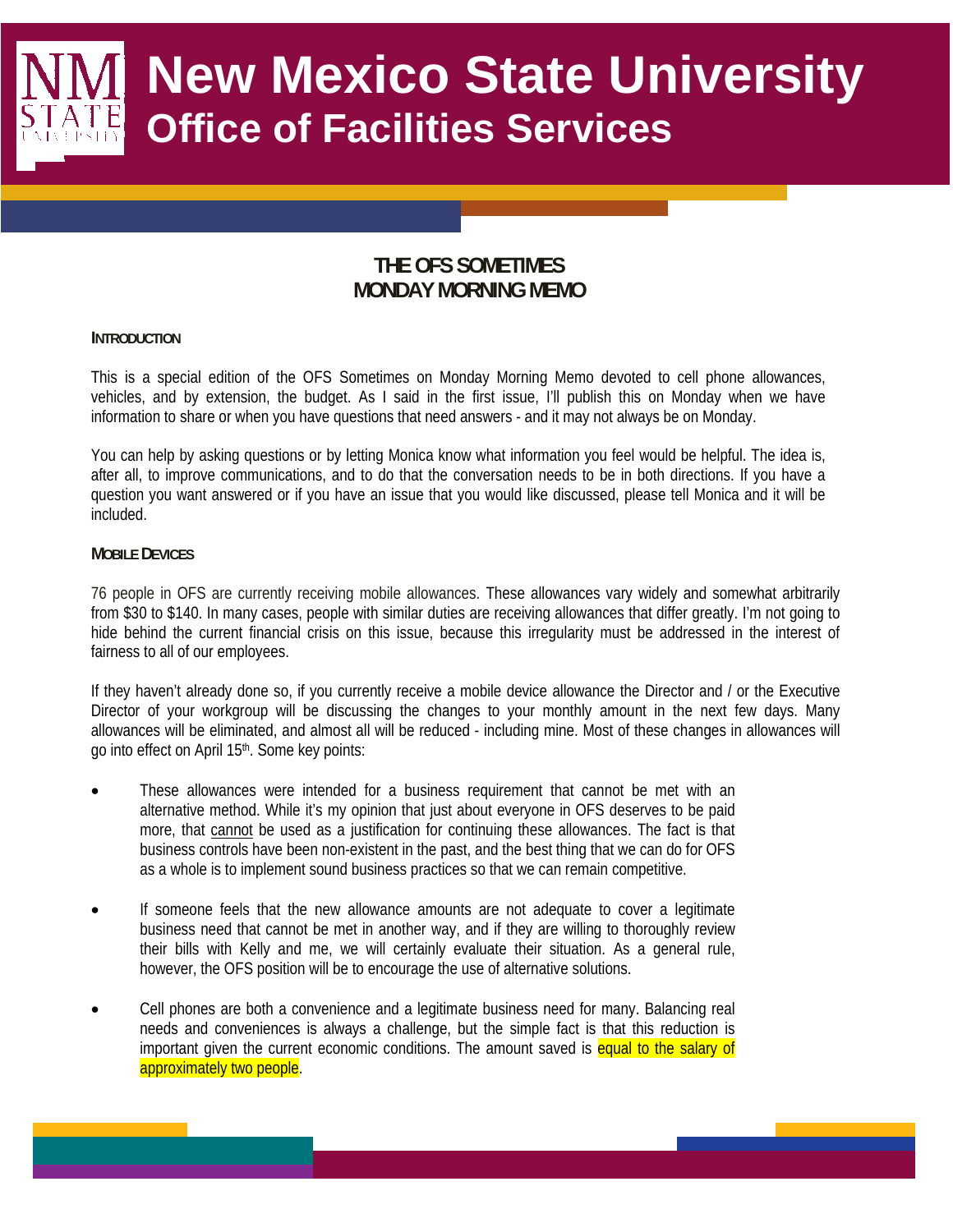# New Mexico State University
## Office of Facilities Services

## THE OFS SOMETIMES MONDAY MORNING MEMO

### INTRODUCTION

This is a special edition of the OFS Sometimes on Monday Morning Memo devoted to cell phone allowances, vehicles, and by extension, the budget. As I said in the first issue, I'll publish this on Monday when we have information to share or when you have questions that need answers - and it may not always be on Monday.

You can help by asking questions or by letting Monica know what information you feel would be helpful. The idea is, after all, to improve communications, and to do that the conversation needs to be in both directions. If you have a question you want answered or if you have an issue that you would like discussed, please tell Monica and it will be included.

### MOBILE DEVICES

76 people in OFS are currently receiving mobile allowances. These allowances vary widely and somewhat arbitrarily from $30 to $140. In many cases, people with similar duties are receiving allowances that differ greatly. I'm not going to hide behind the current financial crisis on this issue, because this irregularity must be addressed in the interest of fairness to all of our employees.

If they haven't already done so, if you currently receive a mobile device allowance the Director and / or the Executive Director of your workgroup will be discussing the changes to your monthly amount in the next few days. Many allowances will be eliminated, and almost all will be reduced - including mine. Most of these changes in allowances will go into effect on April 15th. Some key points:

- These allowances were intended for a business requirement that cannot be met with an alternative method. While it's my opinion that just about everyone in OFS deserves to be paid more, that cannot be used as a justification for continuing these allowances. The fact is that business controls have been non-existent in the past, and the best thing that we can do for OFS as a whole is to implement sound business practices so that we can remain competitive.

- If someone feels that the new allowance amounts are not adequate to cover a legitimate business need that cannot be met in another way, and if they are willing to thoroughly review their bills with Kelly and me, we will certainly evaluate their situation. As a general rule, however, the OFS position will be to encourage the use of alternative solutions.

- Cell phones are both a convenience and a legitimate business need for many. Balancing real needs and conveniences is always a challenge, but the simple fact is that this reduction is important given the current economic conditions. The amount saved is equal to the salary of approximately two people.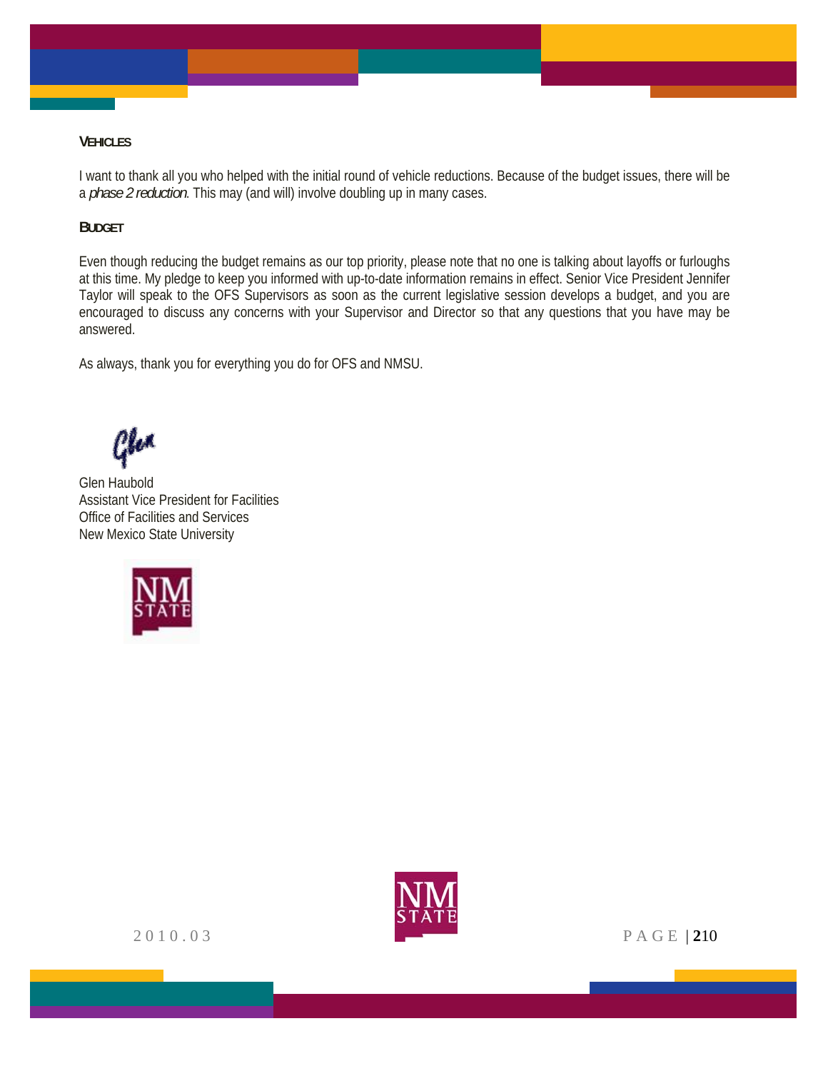### VEHICLES

I want to thank all you who helped with the initial round of vehicle reductions. Because of the budget issues, there will be a *phase 2 reduction*. This may (and will) involve doubling up in many cases.

### BUDGET

Even though reducing the budget remains as our top priority, please note that no one is talking about layoffs or furloughs at this time. My pledge to keep you informed with up-to-date information remains in effect. Senior Vice President Jennifer Taylor will speak to the OFS Supervisors as soon as the current legislative session develops a budget, and you are encouraged to discuss any concerns with your Supervisor and Director so that any questions that you have may be answered.

As always, thank you for everything you do for OFS and NMSU.

Glen

Glen Haubold
Assistant Vice President for Facilities
Office of Facilities and Services
New Mexico State University